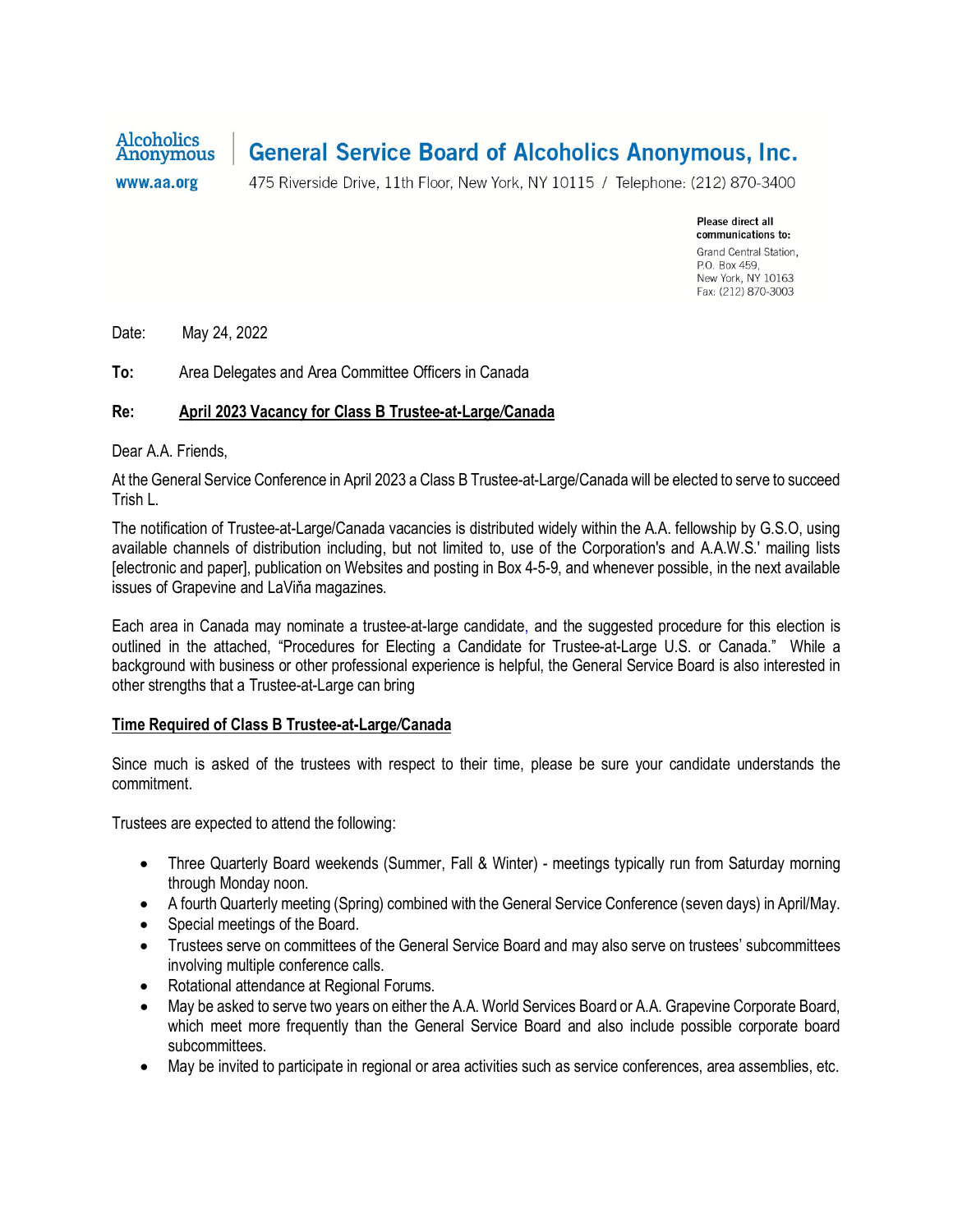Alcoholics Anonymous

www.aa.org

**General Service Board of Alcoholics Anonymous, Inc.**

475 Riverside Drive, 11th Floor, New York, NY 10115 / Telephone: (212) 870-3400

**Please direct all communications to:**
Grand Central Station,
P.O. Box 459,
New York, NY 10163
Fax: (212) 870-3003

Date: May 24, 2022

**To:** Area Delegates and Area Committee Officers in Canada

**Re:** **April 2023 Vacancy for Class B Trustee-at-Large/Canada**

Dear A.A. Friends,

At the General Service Conference in April 2023 a Class B Trustee-at-Large/Canada will be elected to serve to succeed Trish L.

The notification of Trustee-at-Large/Canada vacancies is distributed widely within the A.A. fellowship by G.S.O, using available channels of distribution including, but not limited to, use of the Corporation's and A.A.W.S.' mailing lists [electronic and paper], publication on Websites and posting in Box 4-5-9, and whenever possible, in the next available issues of Grapevine and LaViňa magazines.

Each area in Canada may nominate a trustee-at-large candidate, and the suggested procedure for this election is outlined in the attached, "Procedures for Electing a Candidate for Trustee-at-Large U.S. or Canada." While a background with business or other professional experience is helpful, the General Service Board is also interested in other strengths that a Trustee-at-Large can bring

## Time Required of Class B Trustee-at-Large/Canada

Since much is asked of the trustees with respect to their time, please be sure your candidate understands the commitment.

Trustees are expected to attend the following:

- Three Quarterly Board weekends (Summer, Fall & Winter) - meetings typically run from Saturday morning through Monday noon.
- A fourth Quarterly meeting (Spring) combined with the General Service Conference (seven days) in April/May.
- Special meetings of the Board.
- Trustees serve on committees of the General Service Board and may also serve on trustees' subcommittees involving multiple conference calls.
- Rotational attendance at Regional Forums.
- May be asked to serve two years on either the A.A. World Services Board or A.A. Grapevine Corporate Board, which meet more frequently than the General Service Board and also include possible corporate board subcommittees.
- May be invited to participate in regional or area activities such as service conferences, area assemblies, etc.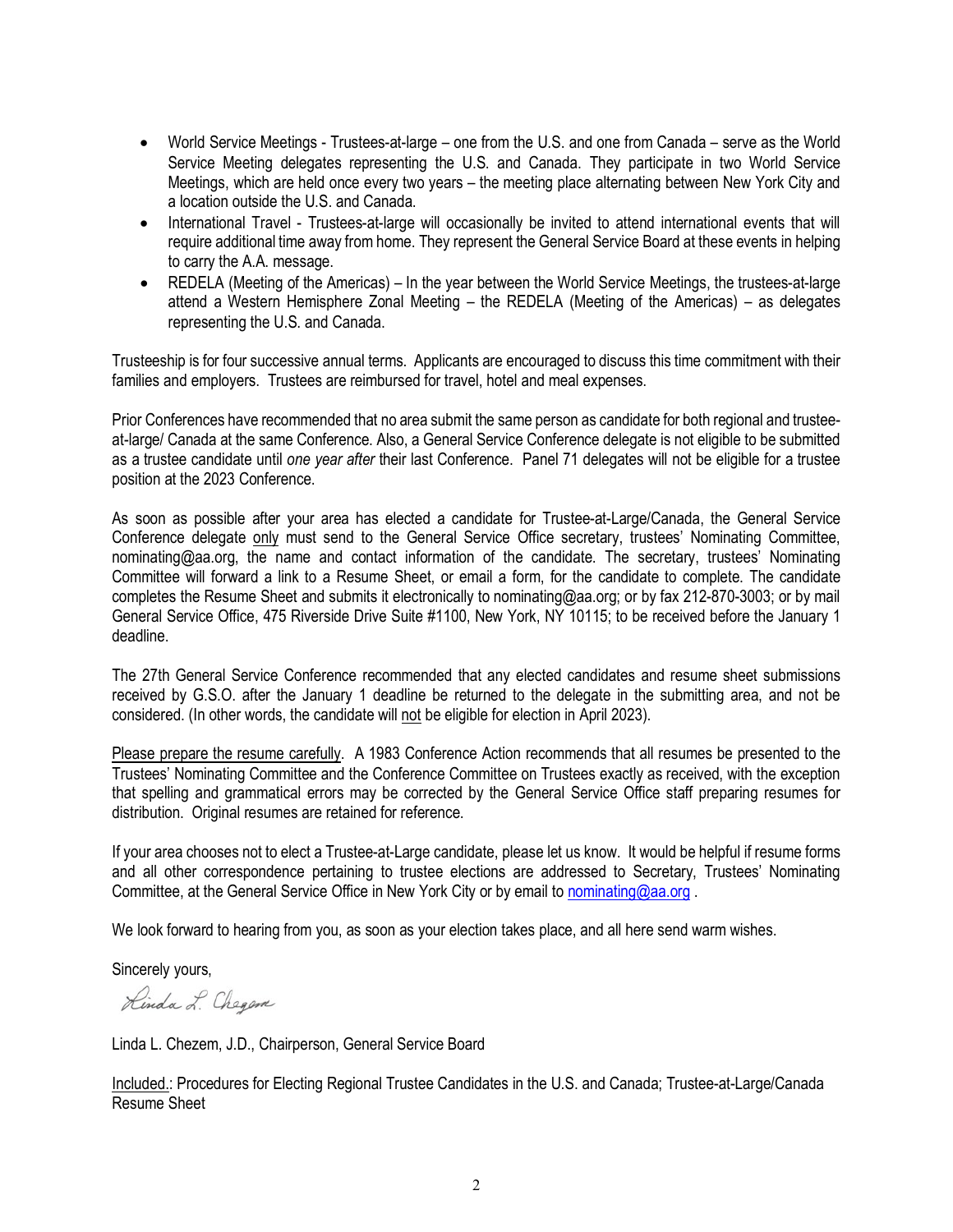- World Service Meetings - Trustees-at-large – one from the U.S. and one from Canada – serve as the World Service Meeting delegates representing the U.S. and Canada. They participate in two World Service Meetings, which are held once every two years – the meeting place alternating between New York City and a location outside the U.S. and Canada.
- International Travel - Trustees-at-large will occasionally be invited to attend international events that will require additional time away from home. They represent the General Service Board at these events in helping to carry the A.A. message.
- REDELA (Meeting of the Americas) – In the year between the World Service Meetings, the trustees-at-large attend a Western Hemisphere Zonal Meeting – the REDELA (Meeting of the Americas) – as delegates representing the U.S. and Canada.

Trusteeship is for four successive annual terms. Applicants are encouraged to discuss this time commitment with their families and employers. Trustees are reimbursed for travel, hotel and meal expenses.

Prior Conferences have recommended that no area submit the same person as candidate for both regional and trustee-at-large/ Canada at the same Conference. Also, a General Service Conference delegate is not eligible to be submitted as a trustee candidate until *one year after* their last Conference. Panel 71 delegates will not be eligible for a trustee position at the 2023 Conference.

As soon as possible after your area has elected a candidate for Trustee-at-Large/Canada, the General Service Conference delegate only must send to the General Service Office secretary, trustees' Nominating Committee, nominating@aa.org, the name and contact information of the candidate. The secretary, trustees' Nominating Committee will forward a link to a Resume Sheet, or email a form, for the candidate to complete. The candidate completes the Resume Sheet and submits it electronically to nominating@aa.org; or by fax 212-870-3003; or by mail General Service Office, 475 Riverside Drive Suite #1100, New York, NY 10115; to be received before the January 1 deadline.

The 27th General Service Conference recommended that any elected candidates and resume sheet submissions received by G.S.O. after the January 1 deadline be returned to the delegate in the submitting area, and not be considered. (In other words, the candidate will not be eligible for election in April 2023).

Please prepare the resume carefully. A 1983 Conference Action recommends that all resumes be presented to the Trustees' Nominating Committee and the Conference Committee on Trustees exactly as received, with the exception that spelling and grammatical errors may be corrected by the General Service Office staff preparing resumes for distribution. Original resumes are retained for reference.

If your area chooses not to elect a Trustee-at-Large candidate, please let us know. It would be helpful if resume forms and all other correspondence pertaining to trustee elections are addressed to Secretary, Trustees' Nominating Committee, at the General Service Office in New York City or by email to nominating@aa.org .

We look forward to hearing from you, as soon as your election takes place, and all here send warm wishes.

Sincerely yours,

Linda L. Chezem

Linda L. Chezem, J.D., Chairperson, General Service Board

Included.: Procedures for Electing Regional Trustee Candidates in the U.S. and Canada; Trustee-at-Large/Canada Resume Sheet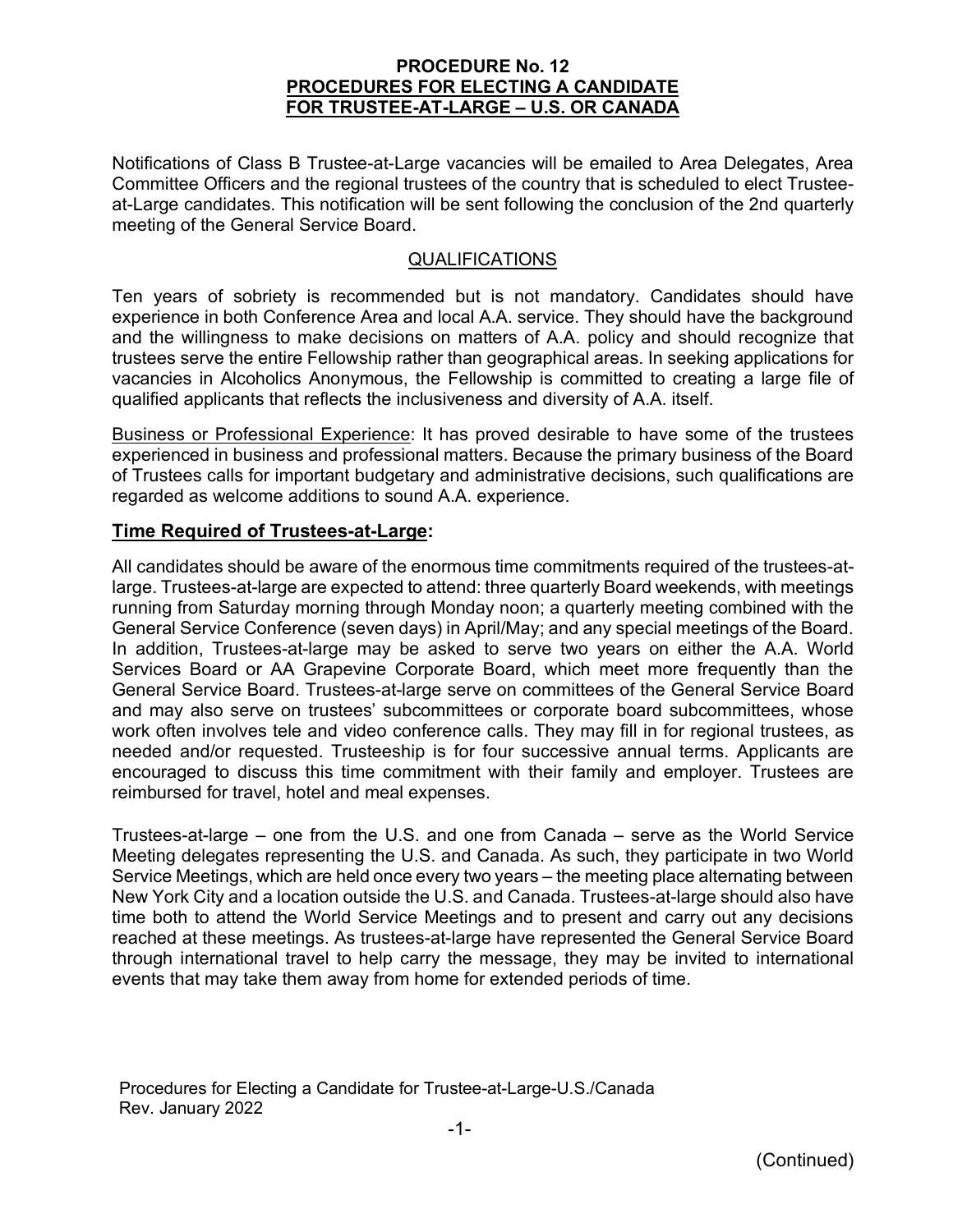# PROCEDURE No. 12
## PROCEDURES FOR ELECTING A CANDIDATE FOR TRUSTEE-AT-LARGE – U.S. OR CANADA

Notifications of Class B Trustee-at-Large vacancies will be emailed to Area Delegates, Area Committee Officers and the regional trustees of the country that is scheduled to elect Trustee-at-Large candidates. This notification will be sent following the conclusion of the 2nd quarterly meeting of the General Service Board.

### QUALIFICATIONS

Ten years of sobriety is recommended but is not mandatory. Candidates should have experience in both Conference Area and local A.A. service. They should have the background and the willingness to make decisions on matters of A.A. policy and should recognize that trustees serve the entire Fellowship rather than geographical areas. In seeking applications for vacancies in Alcoholics Anonymous, the Fellowship is committed to creating a large file of qualified applicants that reflects the inclusiveness and diversity of A.A. itself.

Business or Professional Experience: It has proved desirable to have some of the trustees experienced in business and professional matters. Because the primary business of the Board of Trustees calls for important budgetary and administrative decisions, such qualifications are regarded as welcome additions to sound A.A. experience.

### Time Required of Trustees-at-Large:

All candidates should be aware of the enormous time commitments required of the trustees-at-large. Trustees-at-large are expected to attend: three quarterly Board weekends, with meetings running from Saturday morning through Monday noon; a quarterly meeting combined with the General Service Conference (seven days) in April/May; and any special meetings of the Board. In addition, Trustees-at-large may be asked to serve two years on either the A.A. World Services Board or AA Grapevine Corporate Board, which meet more frequently than the General Service Board. Trustees-at-large serve on committees of the General Service Board and may also serve on trustees' subcommittees or corporate board subcommittees, whose work often involves tele and video conference calls. They may fill in for regional trustees, as needed and/or requested. Trusteeship is for four successive annual terms. Applicants are encouraged to discuss this time commitment with their family and employer. Trustees are reimbursed for travel, hotel and meal expenses.

Trustees-at-large – one from the U.S. and one from Canada – serve as the World Service Meeting delegates representing the U.S. and Canada. As such, they participate in two World Service Meetings, which are held once every two years – the meeting place alternating between New York City and a location outside the U.S. and Canada. Trustees-at-large should also have time both to attend the World Service Meetings and to present and carry out any decisions reached at these meetings. As trustees-at-large have represented the General Service Board through international travel to help carry the message, they may be invited to international events that may take them away from home for extended periods of time.

(Continued)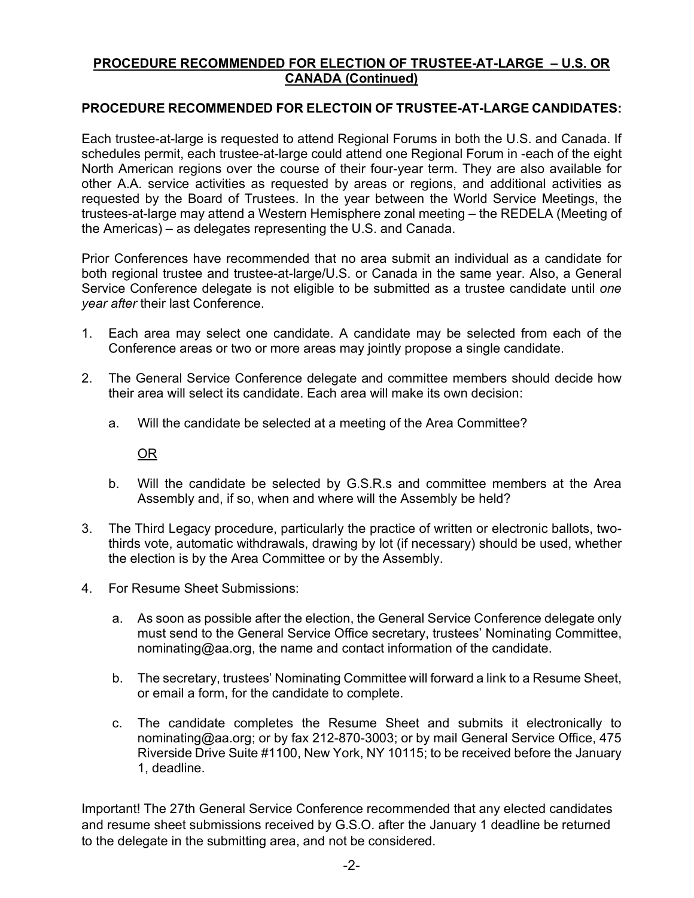## **PROCEDURE RECOMMENDED FOR ELECTION OF TRUSTEE-AT-LARGE – U.S. OR CANADA (Continued)**

### **PROCEDURE RECOMMENDED FOR ELECTOIN OF TRUSTEE-AT-LARGE CANDIDATES:**

Each trustee-at-large is requested to attend Regional Forums in both the U.S. and Canada. If schedules permit, each trustee-at-large could attend one Regional Forum in -each of the eight North American regions over the course of their four-year term. They are also available for other A.A. service activities as requested by areas or regions, and additional activities as requested by the Board of Trustees. In the year between the World Service Meetings, the trustees-at-large may attend a Western Hemisphere zonal meeting – the REDELA (Meeting of the Americas) – as delegates representing the U.S. and Canada.

Prior Conferences have recommended that no area submit an individual as a candidate for both regional trustee and trustee-at-large/U.S. or Canada in the same year. Also, a General Service Conference delegate is not eligible to be submitted as a trustee candidate until *one year after* their last Conference.

1. Each area may select one candidate. A candidate may be selected from each of the Conference areas or two or more areas may jointly propose a single candidate.

2. The General Service Conference delegate and committee members should decide how their area will select its candidate. Each area will make its own decision:

   a. Will the candidate be selected at a meeting of the Area Committee?

      OR

   b. Will the candidate be selected by G.S.R.s and committee members at the Area Assembly and, if so, when and where will the Assembly be held?

3. The Third Legacy procedure, particularly the practice of written or electronic ballots, two-thirds vote, automatic withdrawals, drawing by lot (if necessary) should be used, whether the election is by the Area Committee or by the Assembly.

4. For Resume Sheet Submissions:

   a. As soon as possible after the election, the General Service Conference delegate only must send to the General Service Office secretary, trustees' Nominating Committee, nominating@aa.org, the name and contact information of the candidate.

   b. The secretary, trustees' Nominating Committee will forward a link to a Resume Sheet, or email a form, for the candidate to complete.

   c. The candidate completes the Resume Sheet and submits it electronically to nominating@aa.org; or by fax 212-870-3003; or by mail General Service Office, 475 Riverside Drive Suite #1100, New York, NY 10115; to be received before the January 1, deadline.

Important! The 27th General Service Conference recommended that any elected candidates and resume sheet submissions received by G.S.O. after the January 1 deadline be returned to the delegate in the submitting area, and not be considered.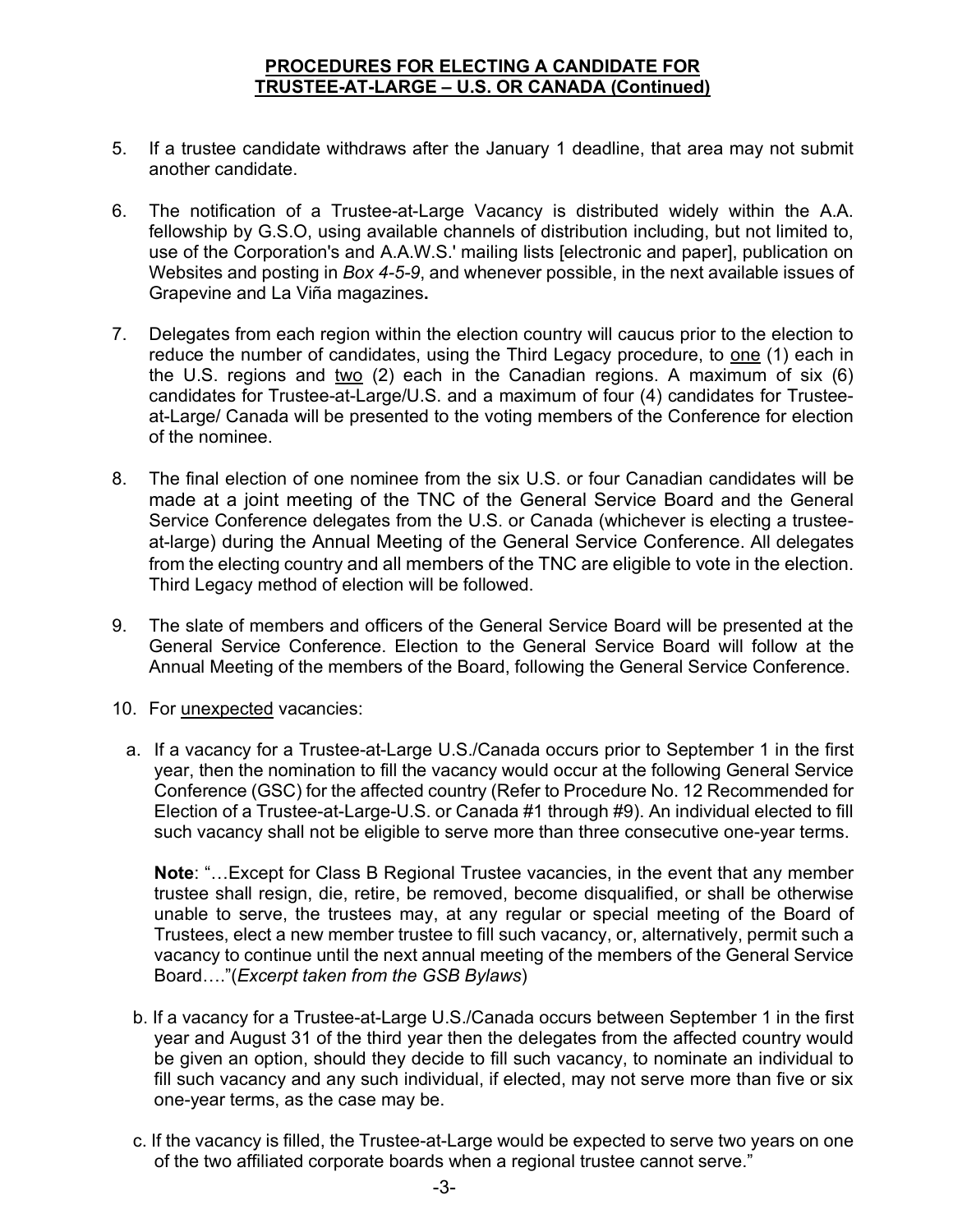# PROCEDURES FOR ELECTING A CANDIDATE FOR TRUSTEE-AT-LARGE – U.S. OR CANADA (Continued)

5. If a trustee candidate withdraws after the January 1 deadline, that area may not submit another candidate.

6. The notification of a Trustee-at-Large Vacancy is distributed widely within the A.A. fellowship by G.S.O, using available channels of distribution including, but not limited to, use of the Corporation's and A.A.W.S.' mailing lists [electronic and paper], publication on Websites and posting in *Box 4-5-9*, and whenever possible, in the next available issues of Grapevine and La Viña magazines**.**

7. Delegates from each region within the election country will caucus prior to the election to reduce the number of candidates, using the Third Legacy procedure, to one (1) each in the U.S. regions and two (2) each in the Canadian regions. A maximum of six (6) candidates for Trustee-at-Large/U.S. and a maximum of four (4) candidates for Trustee-at-Large/ Canada will be presented to the voting members of the Conference for election of the nominee.

8. The final election of one nominee from the six U.S. or four Canadian candidates will be made at a joint meeting of the TNC of the General Service Board and the General Service Conference delegates from the U.S. or Canada (whichever is electing a trustee-at-large) during the Annual Meeting of the General Service Conference. All delegates from the electing country and all members of the TNC are eligible to vote in the election. Third Legacy method of election will be followed.

9. The slate of members and officers of the General Service Board will be presented at the General Service Conference. Election to the General Service Board will follow at the Annual Meeting of the members of the Board, following the General Service Conference.

10. For unexpected vacancies:

   a. If a vacancy for a Trustee-at-Large U.S./Canada occurs prior to September 1 in the first year, then the nomination to fill the vacancy would occur at the following General Service Conference (GSC) for the affected country (Refer to Procedure No. 12 Recommended for Election of a Trustee-at-Large-U.S. or Canada #1 through #9). An individual elected to fill such vacancy shall not be eligible to serve more than three consecutive one-year terms.

   **Note**: "…Except for Class B Regional Trustee vacancies, in the event that any member trustee shall resign, die, retire, be removed, become disqualified, or shall be otherwise unable to serve, the trustees may, at any regular or special meeting of the Board of Trustees, elect a new member trustee to fill such vacancy, or, alternatively, permit such a vacancy to continue until the next annual meeting of the members of the General Service Board…."(*Excerpt taken from the GSB Bylaws*)

   b. If a vacancy for a Trustee-at-Large U.S./Canada occurs between September 1 in the first year and August 31 of the third year then the delegates from the affected country would be given an option, should they decide to fill such vacancy, to nominate an individual to fill such vacancy and any such individual, if elected, may not serve more than five or six one-year terms, as the case may be.

   c. If the vacancy is filled, the Trustee-at-Large would be expected to serve two years on one of the two affiliated corporate boards when a regional trustee cannot serve."